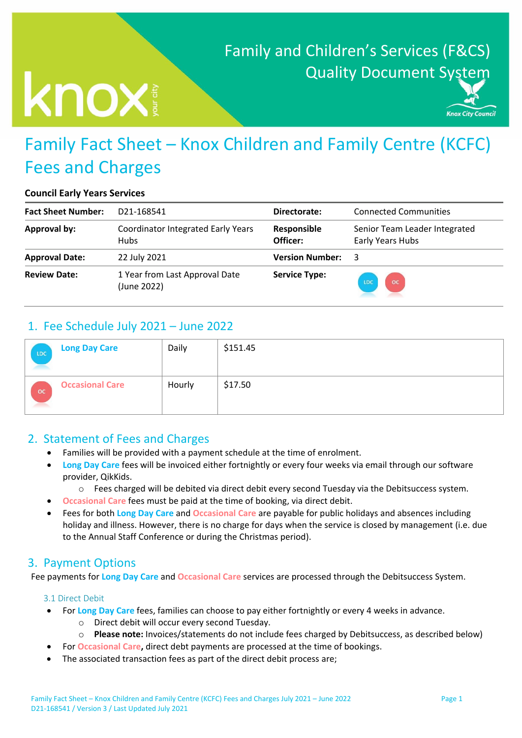Family and Children's Services (F&CS)
Quality Document System

# Family Fact Sheet – Knox Children and Family Centre (KCFC) Fees and Charges

**Council Early Years Services**

| **Fact Sheet Number:** | D21-168541 | **Directorate:** | Connected Communities |
|---|---|---|---|
| **Approval by:** | Coordinator Integrated Early Years Hubs | **Responsible Officer:** | Senior Team Leader Integrated Early Years Hubs |
| **Approval Date:** | 22 July 2021 | **Version Number:** | 3 |
| **Review Date:** | 1 Year from Last Approval Date (June 2022) | **Service Type:** | LDC OC |

## 1. Fee Schedule July 2021 – June 2022

| Service | Frequency | Fee |
|---|---|---|
| LDC **Long Day Care** | Daily | $151.45 |
| OC **Occasional Care** | Hourly | $17.50 |

## 2. Statement of Fees and Charges

- Families will be provided with a payment schedule at the time of enrolment.
- **Long Day Care** fees will be invoiced either fortnightly or every four weeks via email through our software provider, QikKids.
  - Fees charged will be debited via direct debit every second Tuesday via the Debitsuccess system.
- **Occasional Care** fees must be paid at the time of booking, via direct debit.
- Fees for both **Long Day Care** and **Occasional Care** are payable for public holidays and absences including holiday and illness. However, there is no charge for days when the service is closed by management (i.e. due to the Annual Staff Conference or during the Christmas period).

## 3. Payment Options

Fee payments for **Long Day Care** and **Occasional Care** services are processed through the Debitsuccess System.

### 3.1 Direct Debit

- For **Long Day Care** fees, families can choose to pay either fortnightly or every 4 weeks in advance.
  - Direct debit will occur every second Tuesday.
  - **Please note:** Invoices/statements do not include fees charged by Debitsuccess, as described below)
- For **Occasional Care**, direct debt payments are processed at the time of bookings.
- The associated transaction fees as part of the direct debit process are;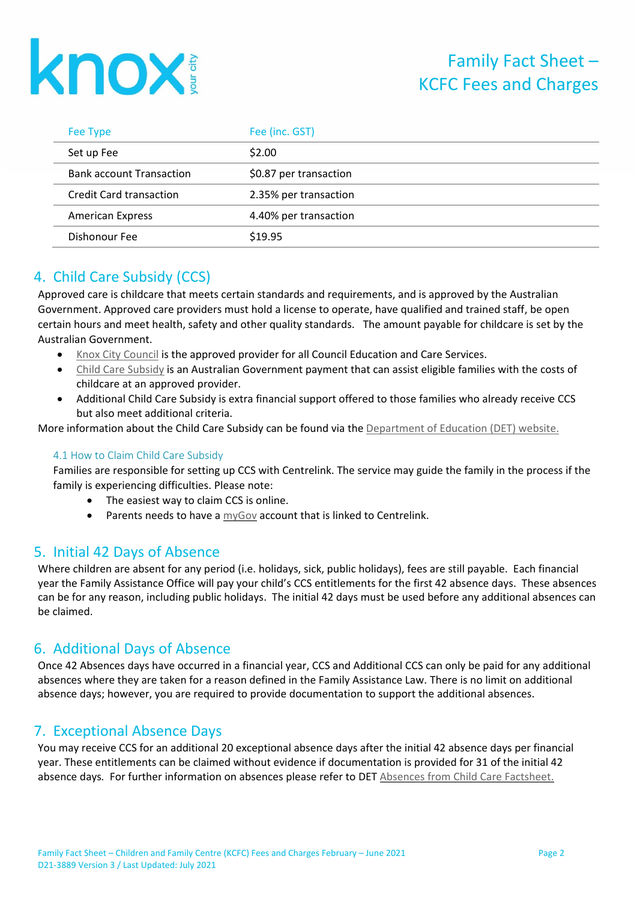| Fee Type | Fee (inc. GST) |
|---|---|
| Set up Fee | $2.00 |
| Bank account Transaction | $0.87 per transaction |
| Credit Card transaction | 2.35% per transaction |
| American Express | 4.40% per transaction |
| Dishonour Fee | $19.95 |

## 4. Child Care Subsidy (CCS)

Approved care is childcare that meets certain standards and requirements, and is approved by the Australian Government. Approved care providers must hold a license to operate, have qualified and trained staff, be open certain hours and meet health, safety and other quality standards. The amount payable for childcare is set by the Australian Government.

- Knox City Council is the approved provider for all Council Education and Care Services.
- Child Care Subsidy is an Australian Government payment that can assist eligible families with the costs of childcare at an approved provider.
- Additional Child Care Subsidy is extra financial support offered to those families who already receive CCS but also meet additional criteria.

More information about the Child Care Subsidy can be found via the Department of Education (DET) website.

### 4.1 How to Claim Child Care Subsidy

Families are responsible for setting up CCS with Centrelink. The service may guide the family in the process if the family is experiencing difficulties. Please note:

- The easiest way to claim CCS is online.
- Parents needs to have a myGov account that is linked to Centrelink.

## 5. Initial 42 Days of Absence

Where children are absent for any period (i.e. holidays, sick, public holidays), fees are still payable. Each financial year the Family Assistance Office will pay your child's CCS entitlements for the first 42 absence days. These absences can be for any reason, including public holidays. The initial 42 days must be used before any additional absences can be claimed.

## 6. Additional Days of Absence

Once 42 Absences days have occurred in a financial year, CCS and Additional CCS can only be paid for any additional absences where they are taken for a reason defined in the Family Assistance Law. There is no limit on additional absence days; however, you are required to provide documentation to support the additional absences.

## 7. Exceptional Absence Days

You may receive CCS for an additional 20 exceptional absence days after the initial 42 absence days per financial year. These entitlements can be claimed without evidence if documentation is provided for 31 of the initial 42 absence days. For further information on absences please refer to DET Absences from Child Care Factsheet.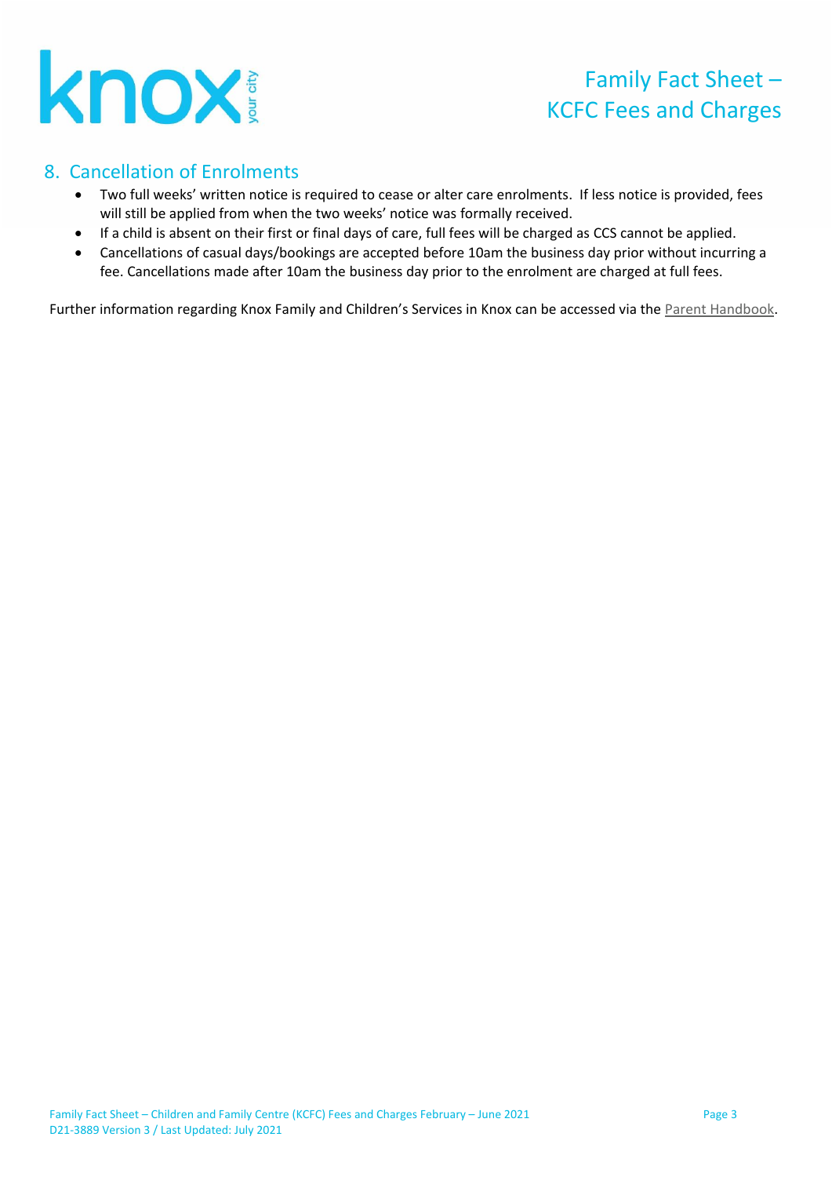## 8. Cancellation of Enrolments

- Two full weeks' written notice is required to cease or alter care enrolments. If less notice is provided, fees will still be applied from when the two weeks' notice was formally received.
- If a child is absent on their first or final days of care, full fees will be charged as CCS cannot be applied.
- Cancellations of casual days/bookings are accepted before 10am the business day prior without incurring a fee. Cancellations made after 10am the business day prior to the enrolment are charged at full fees.

Further information regarding Knox Family and Children's Services in Knox can be accessed via the Parent Handbook.